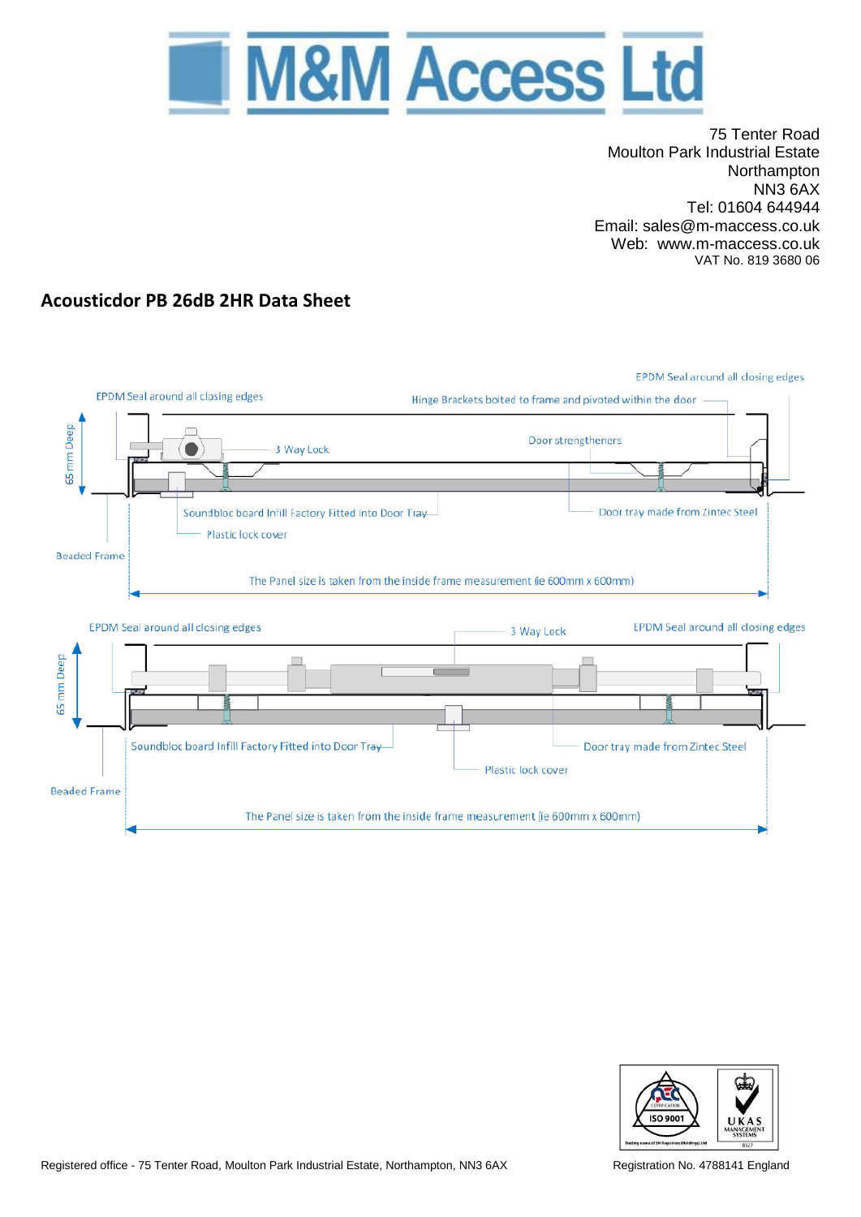# M&M Access Ltd

75 Tenter Road
Moulton Park Industrial Estate
Northampton
NN3 6AX
Tel: 01604 644944
Email: sales@m-maccess.co.uk
Web: www.m-maccess.co.uk
VAT No. 819 3680 06

## Acousticdor PB 26dB 2HR Data Sheet

EPDM Seal around all closing edges

EPDM Seal around all closing edges

Hinge Brackets bolted to frame and pivoted within the door

65 mm Deep

3 Way Lock

Door strengtheners

Soundbloc board Infill Factory Fitted into Door Tray

Door tray made from Zintec Steel

Plastic lock cover

Beaded Frame

The Panel size is taken from the inside frame measurement (ie 600mm x 600mm)

EPDM Seal around all closing edges

3 Way Lock

EPDM Seal around all closing edges

65 mm Deep

Soundbloc board Infill Factory Fitted into Door Tray

Door tray made from Zintec Steel

Plastic lock cover

Beaded Frame

The Panel size is taken from the inside frame measurement (ie 600mm x 600mm)

Registered office - 75 Tenter Road, Moulton Park Industrial Estate, Northampton, NN3 6AX

Registration No. 4788141 England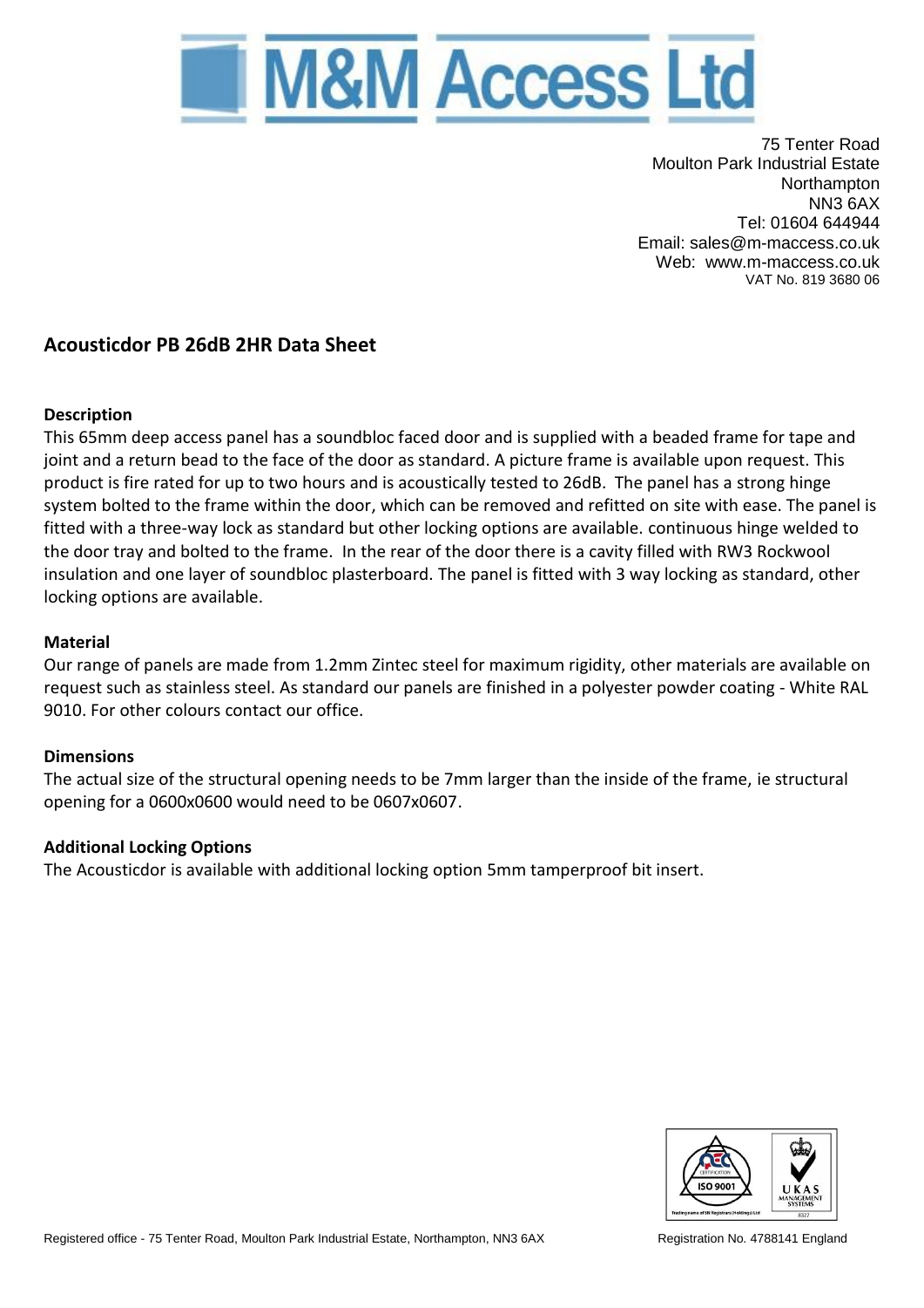# M&M Access Ltd

75 Tenter Road
Moulton Park Industrial Estate
Northampton
NN3 6AX
Tel: 01604 644944
Email: sales@m-maccess.co.uk
Web: www.m-maccess.co.uk
VAT No. 819 3680 06

## Acousticdor PB 26dB 2HR Data Sheet

### Description

This 65mm deep access panel has a soundbloc faced door and is supplied with a beaded frame for tape and joint and a return bead to the face of the door as standard. A picture frame is available upon request. This product is fire rated for up to two hours and is acoustically tested to 26dB. The panel has a strong hinge system bolted to the frame within the door, which can be removed and refitted on site with ease. The panel is fitted with a three-way lock as standard but other locking options are available. continuous hinge welded to the door tray and bolted to the frame. In the rear of the door there is a cavity filled with RW3 Rockwool insulation and one layer of soundbloc plasterboard. The panel is fitted with 3 way locking as standard, other locking options are available.

### Material

Our range of panels are made from 1.2mm Zintec steel for maximum rigidity, other materials are available on request such as stainless steel. As standard our panels are finished in a polyester powder coating - White RAL 9010. For other colours contact our office.

### Dimensions

The actual size of the structural opening needs to be 7mm larger than the inside of the frame, ie structural opening for a 0600x0600 would need to be 0607x0607.

### Additional Locking Options

The Acousticdor is available with additional locking option 5mm tamperproof bit insert.

Registered office - 75 Tenter Road, Moulton Park Industrial Estate, Northampton, NN3 6AX

Registration No. 4788141 England